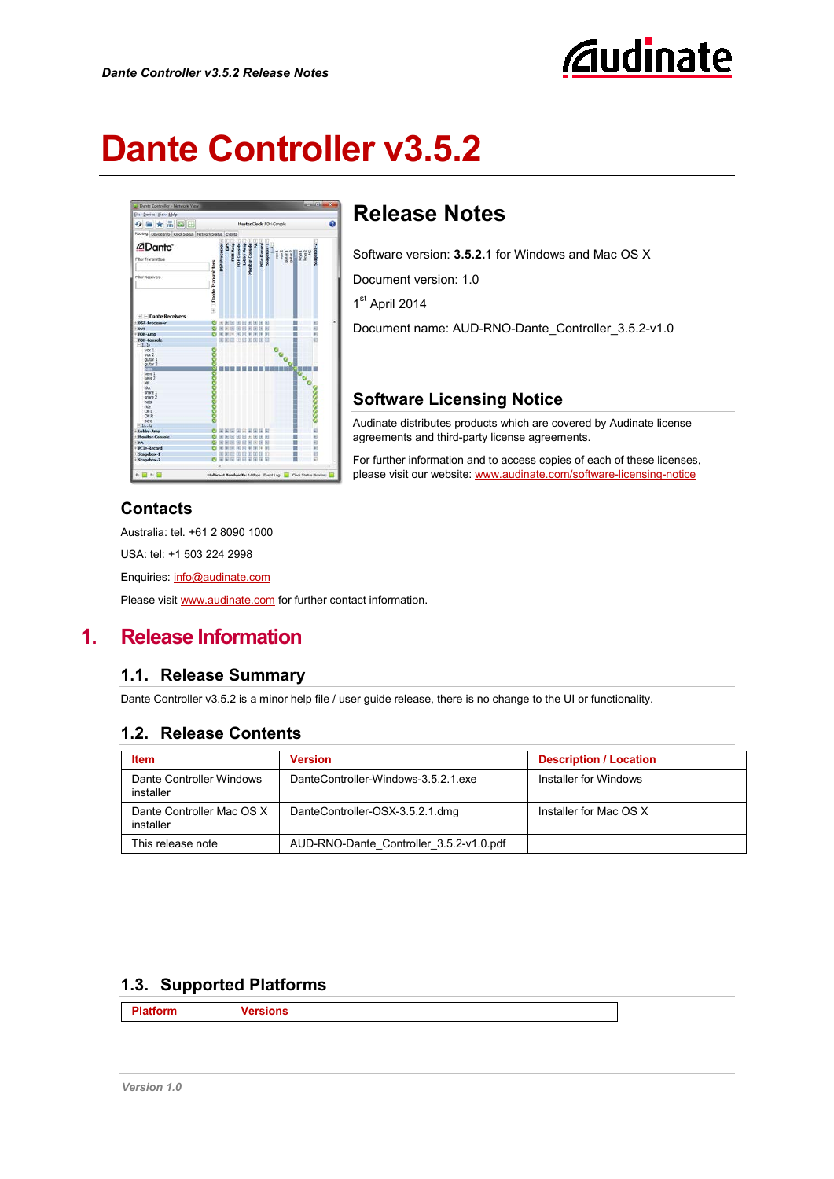# Dante Controller v3.5.2

## Release Notes

Software version: **3.5.2.1** for Windows and Mac OS X

Document version: 1.0

1st April 2014

Document name: AUD-RNO-Dante_Controller_3.5.2-v1.0

## Software Licensing Notice

Audinate distributes products which are covered by Audinate license agreements and third-party license agreements.

For further information and to access copies of each of these licenses, please visit our website: www.audinate.com/software-licensing-notice

## Contacts

Australia: tel. +61 2 8090 1000

USA: tel: +1 503 224 2998

Enquiries: info@audinate.com

Please visit www.audinate.com for further contact information.

# 1. Release Information

## 1.1. Release Summary

Dante Controller v3.5.2 is a minor help file / user guide release, there is no change to the UI or functionality.

## 1.2. Release Contents

| Item | Version | Description / Location |
|---|---|---|
| Dante Controller Windows installer | DanteController-Windows-3.5.2.1.exe | Installer for Windows |
| Dante Controller Mac OS X installer | DanteController-OSX-3.5.2.1.dmg | Installer for Mac OS X |
| This release note | AUD-RNO-Dante_Controller_3.5.2-v1.0.pdf | |

## 1.3. Supported Platforms

| Platform | Versions |
|---|---|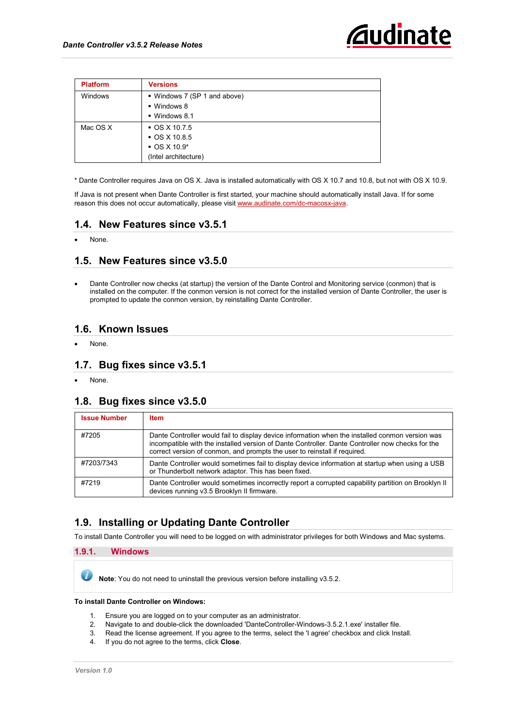| Platform | Versions |
| --- | --- |
| Windows | ▪ Windows 7 (SP 1 and above)<br>▪ Windows 8<br>▪ Windows 8.1 |
| Mac OS X | ▪ OS X 10.7.5<br>▪ OS X 10.8.5<br>▪ OS X 10.9*<br>(Intel architecture) |

* Dante Controller requires Java on OS X. Java is installed automatically with OS X 10.7 and 10.8, but not with OS X 10.9.

If Java is not present when Dante Controller is first started, your machine should automatically install Java. If for some reason this does not occur automatically, please visit www.audinate.com/dc-macosx-java.

## 1.4. New Features since v3.5.1

- None.

## 1.5. New Features since v3.5.0

- Dante Controller now checks (at startup) the version of the Dante Control and Monitoring service (conmon) that is installed on the computer. If the conmon version is not correct for the installed version of Dante Controller, the user is prompted to update the conmon version, by reinstalling Dante Controller.

## 1.6. Known Issues

- None.

## 1.7. Bug fixes since v3.5.1

- None.

## 1.8. Bug fixes since v3.5.0

| Issue Number | Item |
| --- | --- |
| #7205 | Dante Controller would fail to display device information when the installed conmon version was incompatible with the installed version of Dante Controller. Dante Controller now checks for the correct version of conmon, and prompts the user to reinstall if required. |
| #7203/7343 | Dante Controller would sometimes fail to display device information at startup when using a USB or Thunderbolt network adaptor. This has been fixed. |
| #7219 | Dante Controller would sometimes incorrectly report a corrupted capability partition on Brooklyn II devices running v3.5 Brooklyn II firmware. |

## 1.9. Installing or Updating Dante Controller

To install Dante Controller you will need to be logged on with administrator privileges for both Windows and Mac systems.

### 1.9.1. Windows

**Note**: You do not need to uninstall the previous version before installing v3.5.2.

**To install Dante Controller on Windows:**

1. Ensure you are logged on to your computer as an administrator.
2. Navigate to and double-click the downloaded 'DanteController-Windows-3.5.2.1.exe' installer file.
3. Read the license agreement. If you agree to the terms, select the 'I agree' checkbox and click Install.
4. If you do not agree to the terms, click **Close**.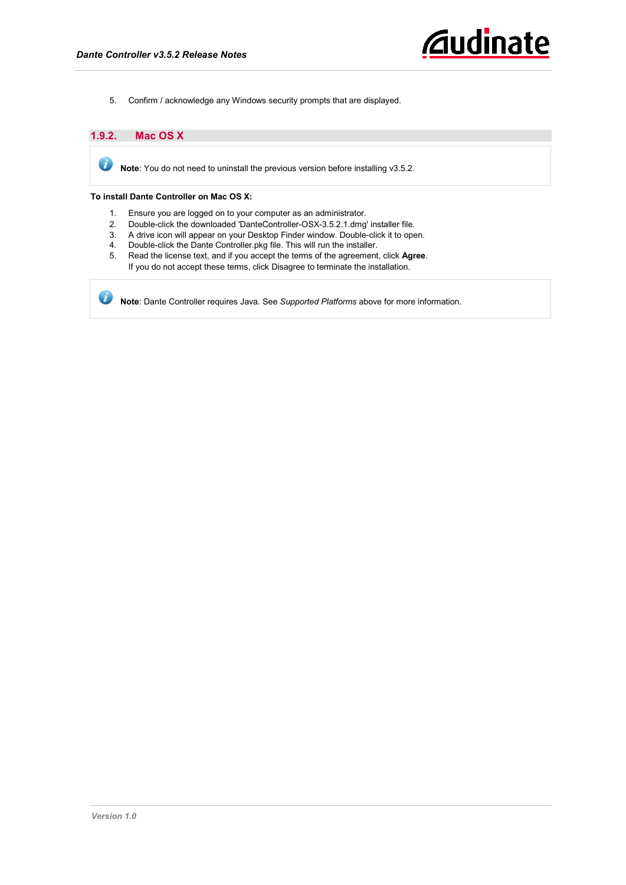5. Confirm / acknowledge any Windows security prompts that are displayed.

### 1.9.2. Mac OS X

**Note**: You do not need to uninstall the previous version before installing v3.5.2.

**To install Dante Controller on Mac OS X:**

1. Ensure you are logged on to your computer as an administrator.
2. Double-click the downloaded 'DanteController-OSX-3.5.2.1.dmg' installer file.
3. A drive icon will appear on your Desktop Finder window. Double-click it to open.
4. Double-click the Dante Controller.pkg file. This will run the installer.
5. Read the license text, and if you accept the terms of the agreement, click **Agree**.
   If you do not accept these terms, click Disagree to terminate the installation.

**Note**: Dante Controller requires Java. See *Supported Platforms* above for more information.